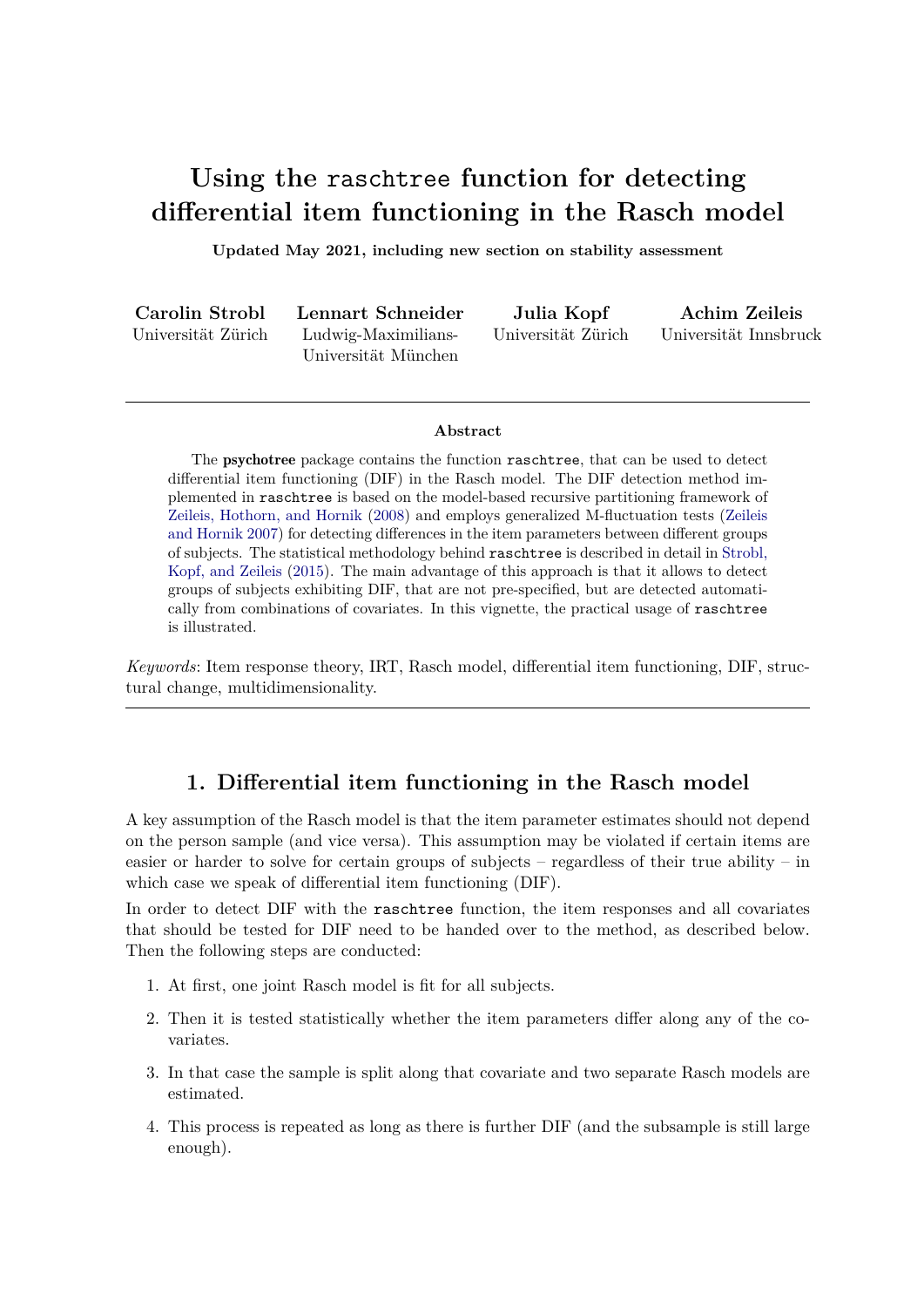# Using the `raschtree` function for detecting differential item functioning in the Rasch model

**Updated May 2021, including new section on stability assessment**

**Carolin Strobl**
Universität Zürich

**Lennart Schneider**
Ludwig-Maximilians-Universität München

**Julia Kopf**
Universität Zürich

**Achim Zeileis**
Universität Innsbruck

---

**Abstract**

The **psychotree** package contains the function `raschtree`, that can be used to detect differential item functioning (DIF) in the Rasch model. The DIF detection method implemented in `raschtree` is based on the model-based recursive partitioning framework of Zeileis, Hothorn, and Hornik (2008) and employs generalized M-fluctuation tests (Zeileis and Hornik 2007) for detecting differences in the item parameters between different groups of subjects. The statistical methodology behind `raschtree` is described in detail in Strobl, Kopf, and Zeileis (2015). The main advantage of this approach is that it allows to detect groups of subjects exhibiting DIF, that are not pre-specified, but are detected automatically from combinations of covariates. In this vignette, the practical usage of `raschtree` is illustrated.

*Keywords*: Item response theory, IRT, Rasch model, differential item functioning, DIF, structural change, multidimensionality.

---

## 1. Differential item functioning in the Rasch model

A key assumption of the Rasch model is that the item parameter estimates should not depend on the person sample (and vice versa). This assumption may be violated if certain items are easier or harder to solve for certain groups of subjects – regardless of their true ability – in which case we speak of differential item functioning (DIF).

In order to detect DIF with the `raschtree` function, the item responses and all covariates that should be tested for DIF need to be handed over to the method, as described below. Then the following steps are conducted:

1. At first, one joint Rasch model is fit for all subjects.
2. Then it is tested statistically whether the item parameters differ along any of the covariates.
3. In that case the sample is split along that covariate and two separate Rasch models are estimated.
4. This process is repeated as long as there is further DIF (and the subsample is still large enough).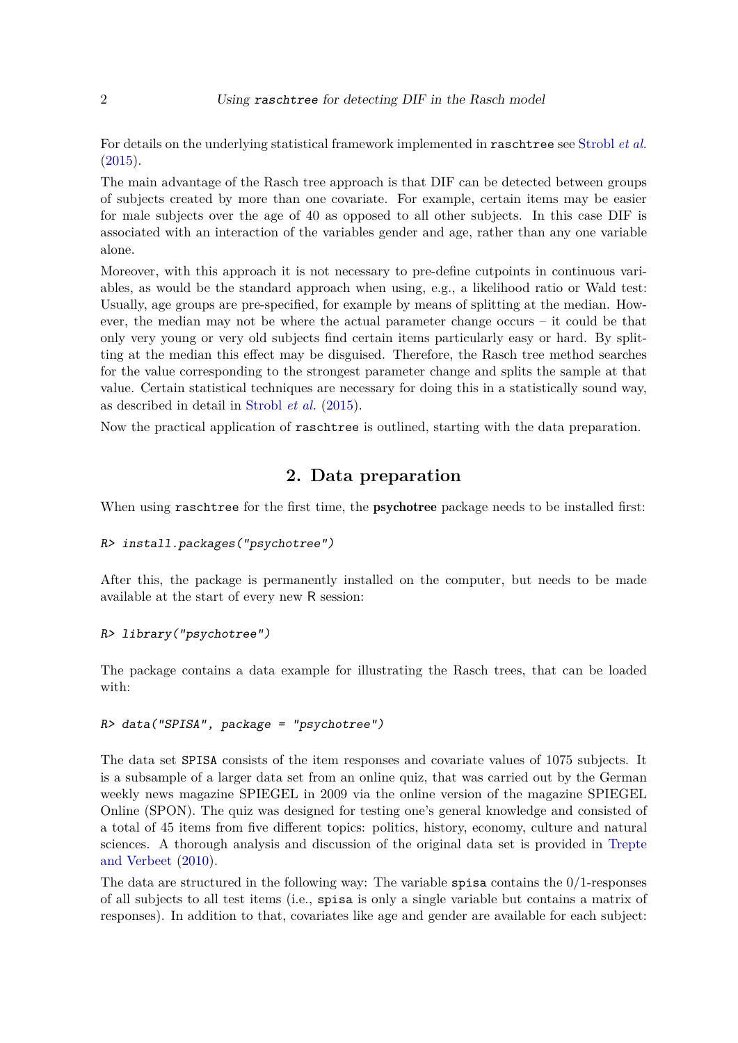For details on the underlying statistical framework implemented in `raschtree` see Strobl *et al.* (2015).

The main advantage of the Rasch tree approach is that DIF can be detected between groups of subjects created by more than one covariate. For example, certain items may be easier for male subjects over the age of 40 as opposed to all other subjects. In this case DIF is associated with an interaction of the variables gender and age, rather than any one variable alone.

Moreover, with this approach it is not necessary to pre-define cutpoints in continuous variables, as would be the standard approach when using, e.g., a likelihood ratio or Wald test: Usually, age groups are pre-specified, for example by means of splitting at the median. However, the median may not be where the actual parameter change occurs – it could be that only very young or very old subjects find certain items particularly easy or hard. By splitting at the median this effect may be disguised. Therefore, the Rasch tree method searches for the value corresponding to the strongest parameter change and splits the sample at that value. Certain statistical techniques are necessary for doing this in a statistically sound way, as described in detail in Strobl *et al.* (2015).

Now the practical application of `raschtree` is outlined, starting with the data preparation.

## 2. Data preparation

When using `raschtree` for the first time, the **psychotree** package needs to be installed first:

```
R> install.packages("psychotree")
```

After this, the package is permanently installed on the computer, but needs to be made available at the start of every new R session:

```
R> library("psychotree")
```

The package contains a data example for illustrating the Rasch trees, that can be loaded with:

```
R> data("SPISA", package = "psychotree")
```

The data set `SPISA` consists of the item responses and covariate values of 1075 subjects. It is a subsample of a larger data set from an online quiz, that was carried out by the German weekly news magazine SPIEGEL in 2009 via the online version of the magazine SPIEGEL Online (SPON). The quiz was designed for testing one's general knowledge and consisted of a total of 45 items from five different topics: politics, history, economy, culture and natural sciences. A thorough analysis and discussion of the original data set is provided in Trepte and Verbeet (2010).

The data are structured in the following way: The variable `spisa` contains the 0/1-responses of all subjects to all test items (i.e., `spisa` is only a single variable but contains a matrix of responses). In addition to that, covariates like age and gender are available for each subject: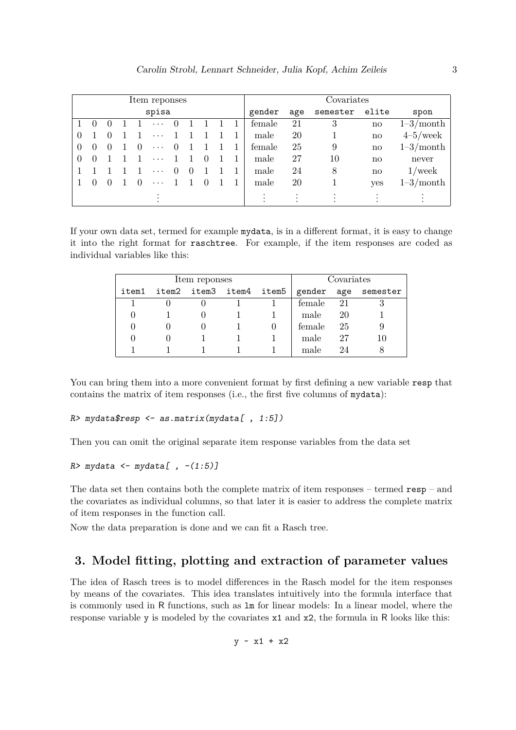| Item reponses | | | | | | | | | | | Covariates | | | | |
|---|---|---|---|---|---|---|---|---|---|---|---|---|---|---|---|
| spisa | | | | | | | | | | | gender | age | semester | elite | spon |
| 1 | 0 | 0 | 1 | 1 | ⋯ | 0 | 1 | 1 | 1 | 1 | female | 21 | 3 | no | 1–3/month |
| 0 | 1 | 0 | 1 | 1 | ⋯ | 1 | 1 | 1 | 1 | 1 | male | 20 | 1 | no | 4–5/week |
| 0 | 0 | 0 | 1 | 0 | ⋯ | 0 | 1 | 1 | 1 | 1 | female | 25 | 9 | no | 1–3/month |
| 0 | 0 | 1 | 1 | 1 | ⋯ | 1 | 1 | 0 | 1 | 1 | male | 27 | 10 | no | never |
| 1 | 1 | 1 | 1 | 1 | ⋯ | 0 | 0 | 1 | 1 | 1 | male | 24 | 8 | no | 1/week |
| 1 | 0 | 0 | 1 | 0 | ⋯ | 1 | 1 | 0 | 1 | 1 | male | 20 | 1 | yes | 1–3/month |
| | | | | | ⋮ | | | | | | ⋮ | ⋮ | ⋮ | ⋮ | ⋮ |

If your own data set, termed for example `mydata`, is in a different format, it is easy to change it into the right format for `raschtree`. For example, if the item responses are coded as individual variables like this:

| Item reponses | | | | | Covariates | | |
|---|---|---|---|---|---|---|---|
| item1 | item2 | item3 | item4 | item5 | gender | age | semester |
| 1 | 0 | 0 | 1 | 1 | female | 21 | 3 |
| 0 | 1 | 0 | 1 | 1 | male | 20 | 1 |
| 0 | 0 | 0 | 1 | 0 | female | 25 | 9 |
| 0 | 0 | 1 | 1 | 1 | male | 27 | 10 |
| 1 | 1 | 1 | 1 | 1 | male | 24 | 8 |

You can bring them into a more convenient format by first defining a new variable `resp` that contains the matrix of item responses (i.e., the first five columns of `mydata`):

```
R> mydata$resp <- as.matrix(mydata[ , 1:5])
```

Then you can omit the original separate item response variables from the data set

```
R> mydata <- mydata[ , -(1:5)]
```

The data set then contains both the complete matrix of item responses – termed `resp` – and the covariates as individual columns, so that later it is easier to address the complete matrix of item responses in the function call.

Now the data preparation is done and we can fit a Rasch tree.

## 3. Model fitting, plotting and extraction of parameter values

The idea of Rasch trees is to model differences in the Rasch model for the item responses by means of the covariates. This idea translates intuitively into the formula interface that is commonly used in R functions, such as `lm` for linear models: In a linear model, where the response variable `y` is modeled by the covariates `x1` and `x2`, the formula in R looks like this:

```
y ~ x1 + x2
```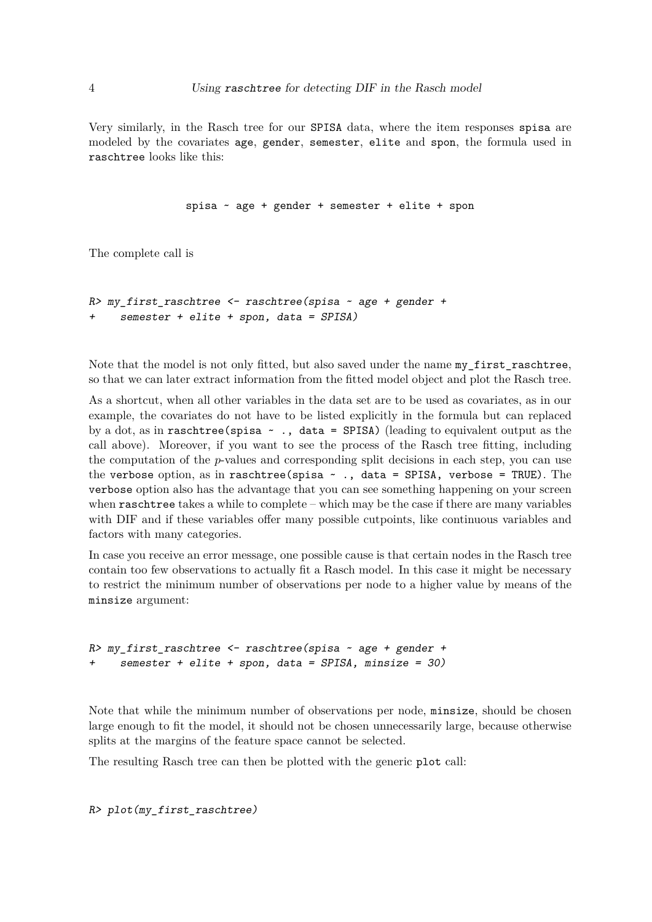Very similarly, in the Rasch tree for our `SPISA` data, where the item responses `spisa` are modeled by the covariates `age`, `gender`, `semester`, `elite` and `spon`, the formula used in `raschtree` looks like this:

```
spisa ~ age + gender + semester + elite + spon
```

The complete call is

```
R> my_first_raschtree <- raschtree(spisa ~ age + gender +
+    semester + elite + spon, data = SPISA)
```

Note that the model is not only fitted, but also saved under the name `my_first_raschtree`, so that we can later extract information from the fitted model object and plot the Rasch tree.

As a shortcut, when all other variables in the data set are to be used as covariates, as in our example, the covariates do not have to be listed explicitly in the formula but can replaced by a dot, as in `raschtree(spisa ~ ., data = SPISA)` (leading to equivalent output as the call above). Moreover, if you want to see the process of the Rasch tree fitting, including the computation of the $p$-values and corresponding split decisions in each step, you can use the `verbose` option, as in `raschtree(spisa ~ ., data = SPISA, verbose = TRUE)`. The `verbose` option also has the advantage that you can see something happening on your screen when `raschtree` takes a while to complete – which may be the case if there are many variables with DIF and if these variables offer many possible cutpoints, like continuous variables and factors with many categories.

In case you receive an error message, one possible cause is that certain nodes in the Rasch tree contain too few observations to actually fit a Rasch model. In this case it might be necessary to restrict the minimum number of observations per node to a higher value by means of the `minsize` argument:

```
R> my_first_raschtree <- raschtree(spisa ~ age + gender +
+    semester + elite + spon, data = SPISA, minsize = 30)
```

Note that while the minimum number of observations per node, `minsize`, should be chosen large enough to fit the model, it should not be chosen unnecessarily large, because otherwise splits at the margins of the feature space cannot be selected.

The resulting Rasch tree can then be plotted with the generic `plot` call:

```
R> plot(my_first_raschtree)
```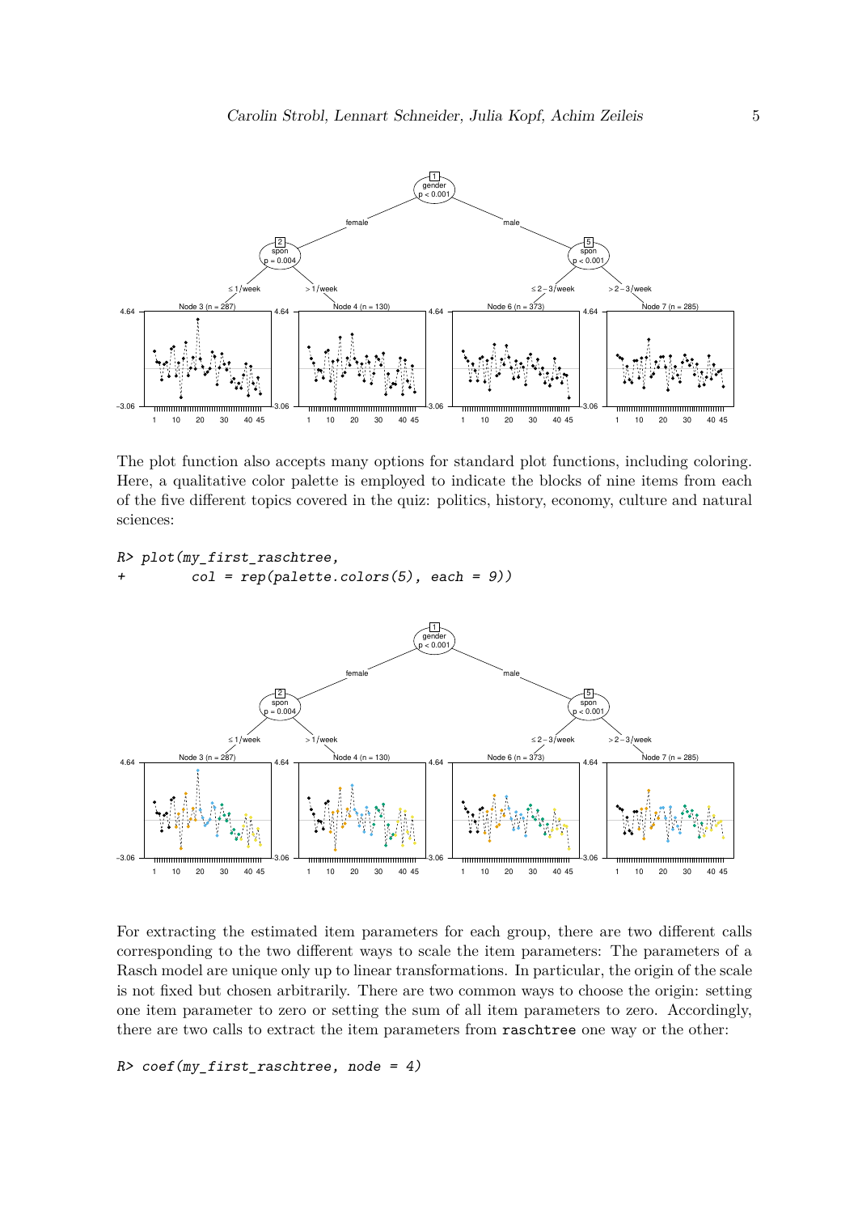The plot function also accepts many options for standard plot functions, including coloring. Here, a qualitative color palette is employed to indicate the blocks of nine items from each of the five different topics covered in the quiz: politics, history, economy, culture and natural sciences:

```
R> plot(my_first_raschtree,
+       col = rep(palette.colors(5), each = 9))
```

For extracting the estimated item parameters for each group, there are two different calls corresponding to the two different ways to scale the item parameters: The parameters of a Rasch model are unique only up to linear transformations. In particular, the origin of the scale is not fixed but chosen arbitrarily. There are two common ways to choose the origin: setting one item parameter to zero or setting the sum of all item parameters to zero. Accordingly, there are two calls to extract the item parameters from raschtree one way or the other:

```
R> coef(my_first_raschtree, node = 4)
```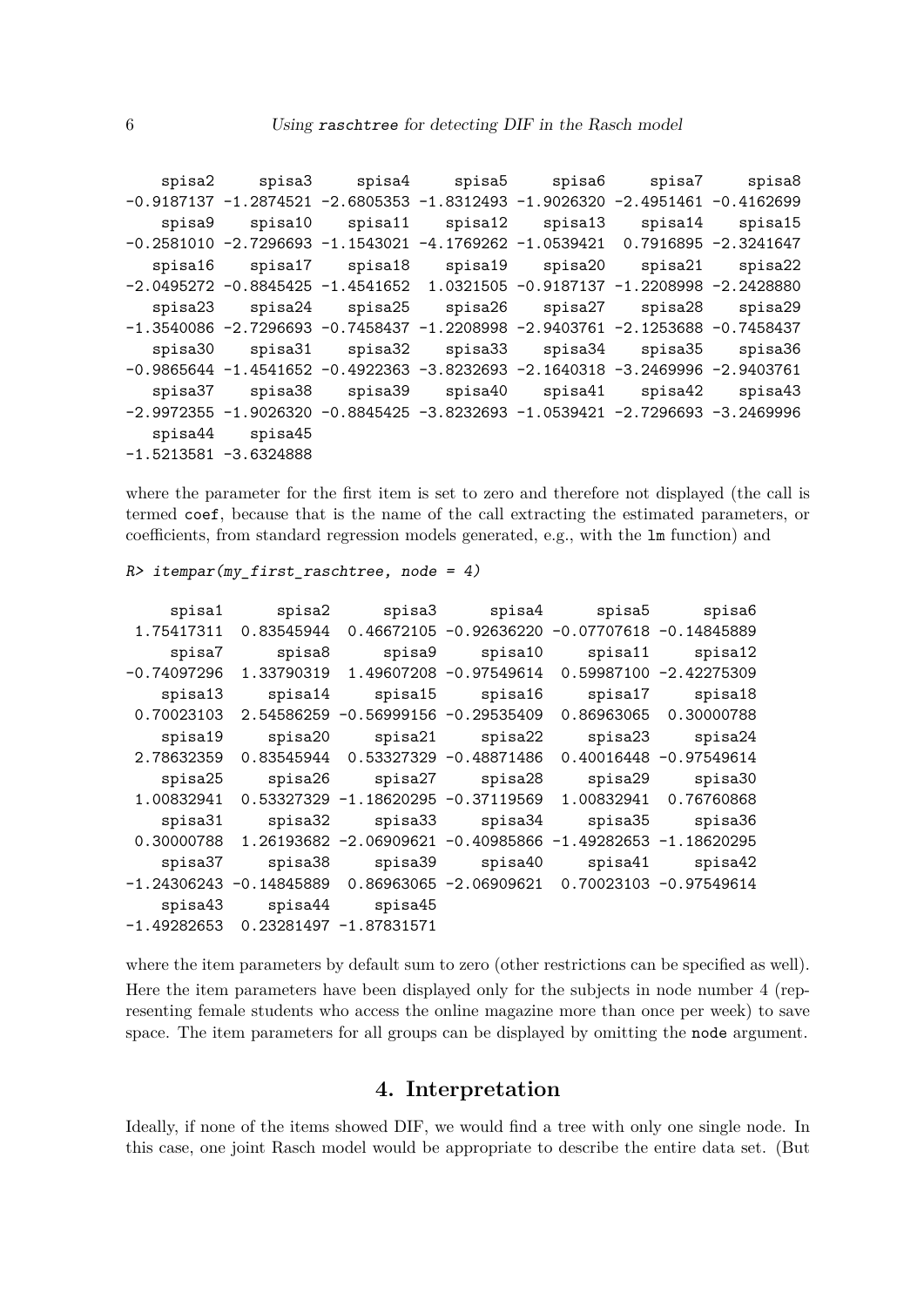```
     spisa2     spisa3     spisa4     spisa5     spisa6     spisa7     spisa8 
-0.9187137 -1.2874521 -2.6805353 -1.8312493 -1.9026320 -2.4951461 -0.4162699 
    spisa9    spisa10    spisa11    spisa12    spisa13    spisa14    spisa15 
-0.2581010 -2.7296693 -1.1543021 -4.1769262 -1.0539421  0.7916895 -2.3241647 
   spisa16    spisa17    spisa18    spisa19    spisa20    spisa21    spisa22 
-2.0495272 -0.8845425 -1.4541652  1.0321505 -0.9187137 -1.2208998 -2.2428880 
   spisa23    spisa24    spisa25    spisa26    spisa27    spisa28    spisa29 
-1.3540086 -2.7296693 -0.7458437 -1.2208998 -2.9403761 -2.1253688 -0.7458437 
   spisa30    spisa31    spisa32    spisa33    spisa34    spisa35    spisa36 
-0.9865644 -1.4541652 -0.4922363 -3.8232693 -2.1640318 -3.2469996 -2.9403761 
   spisa37    spisa38    spisa39    spisa40    spisa41    spisa42    spisa43 
-2.9972355 -1.9026320 -0.8845425 -3.8232693 -1.0539421 -2.7296693 -3.2469996 
   spisa44    spisa45 
-1.5213581 -3.6324888 
```

where the parameter for the first item is set to zero and therefore not displayed (the call is termed `coef`, because that is the name of the call extracting the estimated parameters, or coefficients, from standard regression models generated, e.g., with the `lm` function) and

```
R> itempar(my_first_raschtree, node = 4)
```

```
     spisa1      spisa2      spisa3      spisa4      spisa5      spisa6 
 1.75417311  0.83545944  0.46672105 -0.92636220 -0.07707618 -0.14845889 
     spisa7      spisa8      spisa9     spisa10     spisa11     spisa12 
-0.74097296  1.33790319  1.49607208 -0.97549614  0.59987100 -2.42275309 
    spisa13     spisa14     spisa15     spisa16     spisa17     spisa18 
 0.70023103  2.54586259 -0.56999156 -0.29535409  0.86963065  0.30000788 
    spisa19     spisa20     spisa21     spisa22     spisa23     spisa24 
 2.78632359  0.83545944  0.53327329 -0.48871486  0.40016448 -0.97549614 
    spisa25     spisa26     spisa27     spisa28     spisa29     spisa30 
 1.00832941  0.53327329 -1.18620295 -0.37119569  1.00832941  0.76760868 
    spisa31     spisa32     spisa33     spisa34     spisa35     spisa36 
 0.30000788  1.26193682 -2.06909621 -0.40985866 -1.49282653 -1.18620295 
    spisa37     spisa38     spisa39     spisa40     spisa41     spisa42 
-1.24306243 -0.14845889  0.86963065 -2.06909621  0.70023103 -0.97549614 
    spisa43     spisa44     spisa45 
-1.49282653  0.23281497 -1.87831571 
```

where the item parameters by default sum to zero (other restrictions can be specified as well). Here the item parameters have been displayed only for the subjects in node number 4 (representing female students who access the online magazine more than once per week) to save space. The item parameters for all groups can be displayed by omitting the `node` argument.

## 4. Interpretation

Ideally, if none of the items showed DIF, we would find a tree with only one single node. In this case, one joint Rasch model would be appropriate to describe the entire data set. (But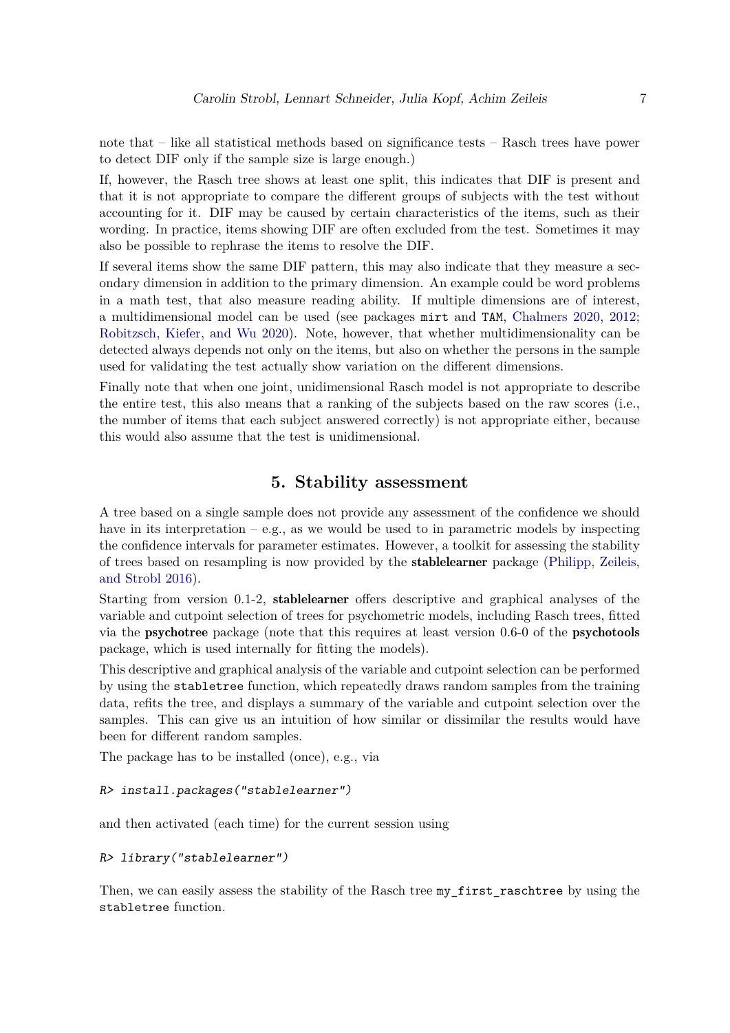note that – like all statistical methods based on significance tests – Rasch trees have power to detect DIF only if the sample size is large enough.)

If, however, the Rasch tree shows at least one split, this indicates that DIF is present and that it is not appropriate to compare the different groups of subjects with the test without accounting for it. DIF may be caused by certain characteristics of the items, such as their wording. In practice, items showing DIF are often excluded from the test. Sometimes it may also be possible to rephrase the items to resolve the DIF.

If several items show the same DIF pattern, this may also indicate that they measure a secondary dimension in addition to the primary dimension. An example could be word problems in a math test, that also measure reading ability. If multiple dimensions are of interest, a multidimensional model can be used (see packages `mirt` and `TAM`, Chalmers 2020, 2012; Robitzsch, Kiefer, and Wu 2020). Note, however, that whether multidimensionality can be detected always depends not only on the items, but also on whether the persons in the sample used for validating the test actually show variation on the different dimensions.

Finally note that when one joint, unidimensional Rasch model is not appropriate to describe the entire test, this also means that a ranking of the subjects based on the raw scores (i.e., the number of items that each subject answered correctly) is not appropriate either, because this would also assume that the test is unidimensional.

# 5. Stability assessment

A tree based on a single sample does not provide any assessment of the confidence we should have in its interpretation – e.g., as we would be used to in parametric models by inspecting the confidence intervals for parameter estimates. However, a toolkit for assessing the stability of trees based on resampling is now provided by the **stablelearner** package (Philipp, Zeileis, and Strobl 2016).

Starting from version 0.1-2, **stablelearner** offers descriptive and graphical analyses of the variable and cutpoint selection of trees for psychometric models, including Rasch trees, fitted via the **psychotree** package (note that this requires at least version 0.6-0 of the **psychotools** package, which is used internally for fitting the models).

This descriptive and graphical analysis of the variable and cutpoint selection can be performed by using the `stabletree` function, which repeatedly draws random samples from the training data, refits the tree, and displays a summary of the variable and cutpoint selection over the samples. This can give us an intuition of how similar or dissimilar the results would have been for different random samples.

The package has to be installed (once), e.g., via

```
R> install.packages("stablelearner")
```

and then activated (each time) for the current session using

```
R> library("stablelearner")
```

Then, we can easily assess the stability of the Rasch tree `my_first_raschtree` by using the `stabletree` function.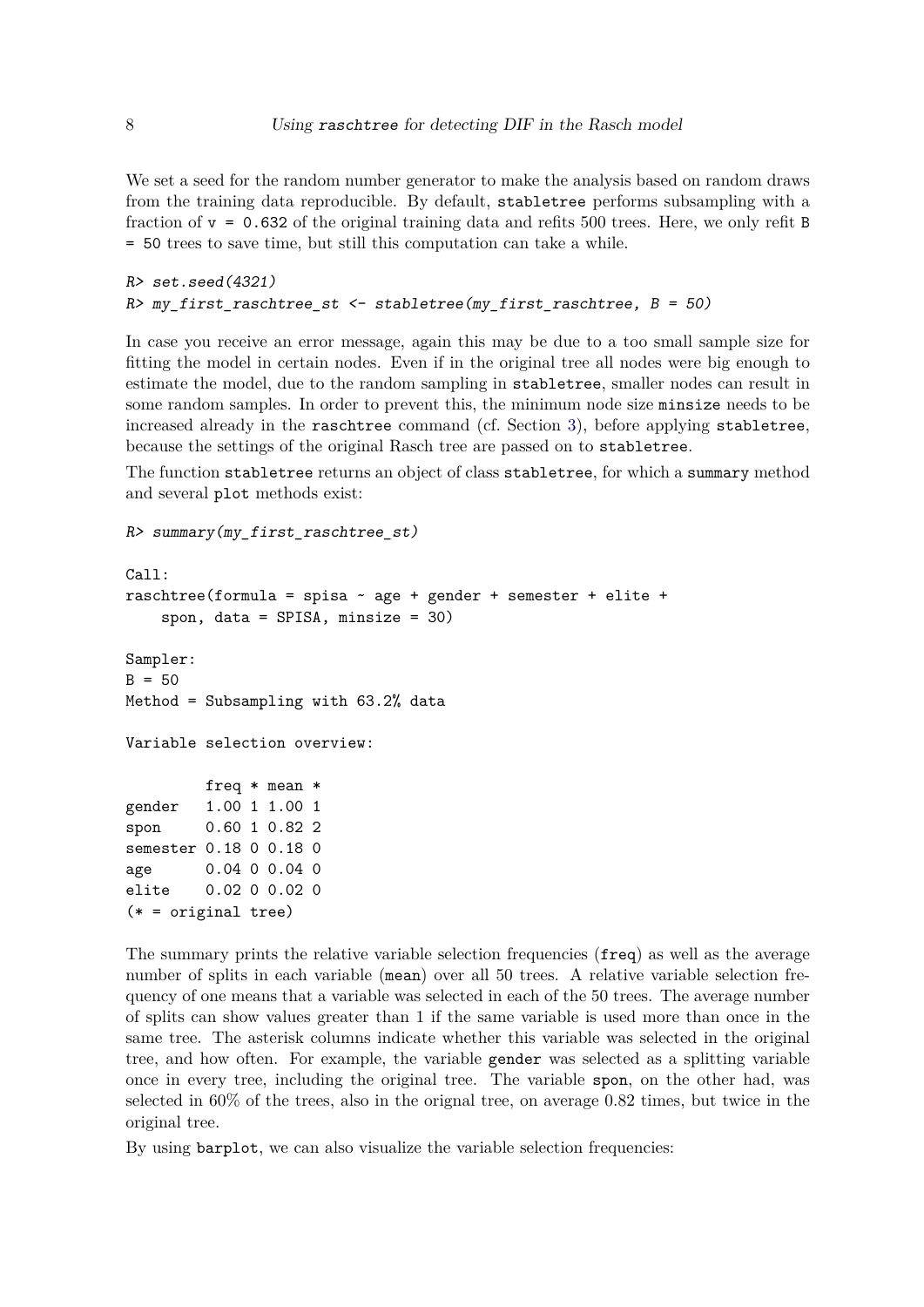We set a seed for the random number generator to make the analysis based on random draws from the training data reproducible. By default, `stabletree` performs subsampling with a fraction of `v = 0.632` of the original training data and refits 500 trees. Here, we only refit `B = 50` trees to save time, but still this computation can take a while.

```
R> set.seed(4321)
R> my_first_raschtree_st <- stabletree(my_first_raschtree, B = 50)
```

In case you receive an error message, again this may be due to a too small sample size for fitting the model in certain nodes. Even if in the original tree all nodes were big enough to estimate the model, due to the random sampling in `stabletree`, smaller nodes can result in some random samples. In order to prevent this, the minimum node size `minsize` needs to be increased already in the `raschtree` command (cf. Section 3), before applying `stabletree`, because the settings of the original Rasch tree are passed on to `stabletree`.

The function `stabletree` returns an object of class `stabletree`, for which a `summary` method and several `plot` methods exist:

```
R> summary(my_first_raschtree_st)

Call:
raschtree(formula = spisa ~ age + gender + semester + elite +
    spon, data = SPISA, minsize = 30)

Sampler:
B = 50
Method = Subsampling with 63.2% data

Variable selection overview:

         freq * mean *
gender   1.00 1 1.00 1
spon     0.60 1 0.82 2
semester 0.18 0 0.18 0
age      0.04 0 0.04 0
elite    0.02 0 0.02 0
(* = original tree)
```

The summary prints the relative variable selection frequencies (`freq`) as well as the average number of splits in each variable (`mean`) over all 50 trees. A relative variable selection frequency of one means that a variable was selected in each of the 50 trees. The average number of splits can show values greater than 1 if the same variable is used more than once in the same tree. The asterisk columns indicate whether this variable was selected in the original tree, and how often. For example, the variable `gender` was selected as a splitting variable once in every tree, including the original tree. The variable `spon`, on the other had, was selected in 60% of the trees, also in the orignal tree, on average 0.82 times, but twice in the original tree.

By using `barplot`, we can also visualize the variable selection frequencies: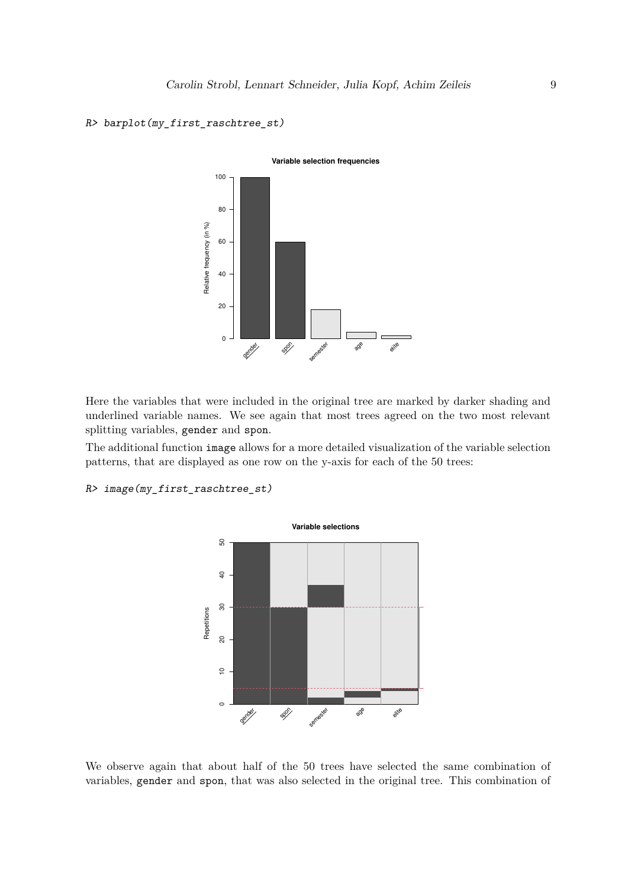```
R> barplot(my_first_raschtree_st)
```

Here the variables that were included in the original tree are marked by darker shading and underlined variable names. We see again that most trees agreed on the two most relevant splitting variables, `gender` and `spon`.

The additional function `image` allows for a more detailed visualization of the variable selection patterns, that are displayed as one row on the y-axis for each of the 50 trees:

```
R> image(my_first_raschtree_st)
```

We observe again that about half of the 50 trees have selected the same combination of variables, `gender` and `spon`, that was also selected in the original tree. This combination of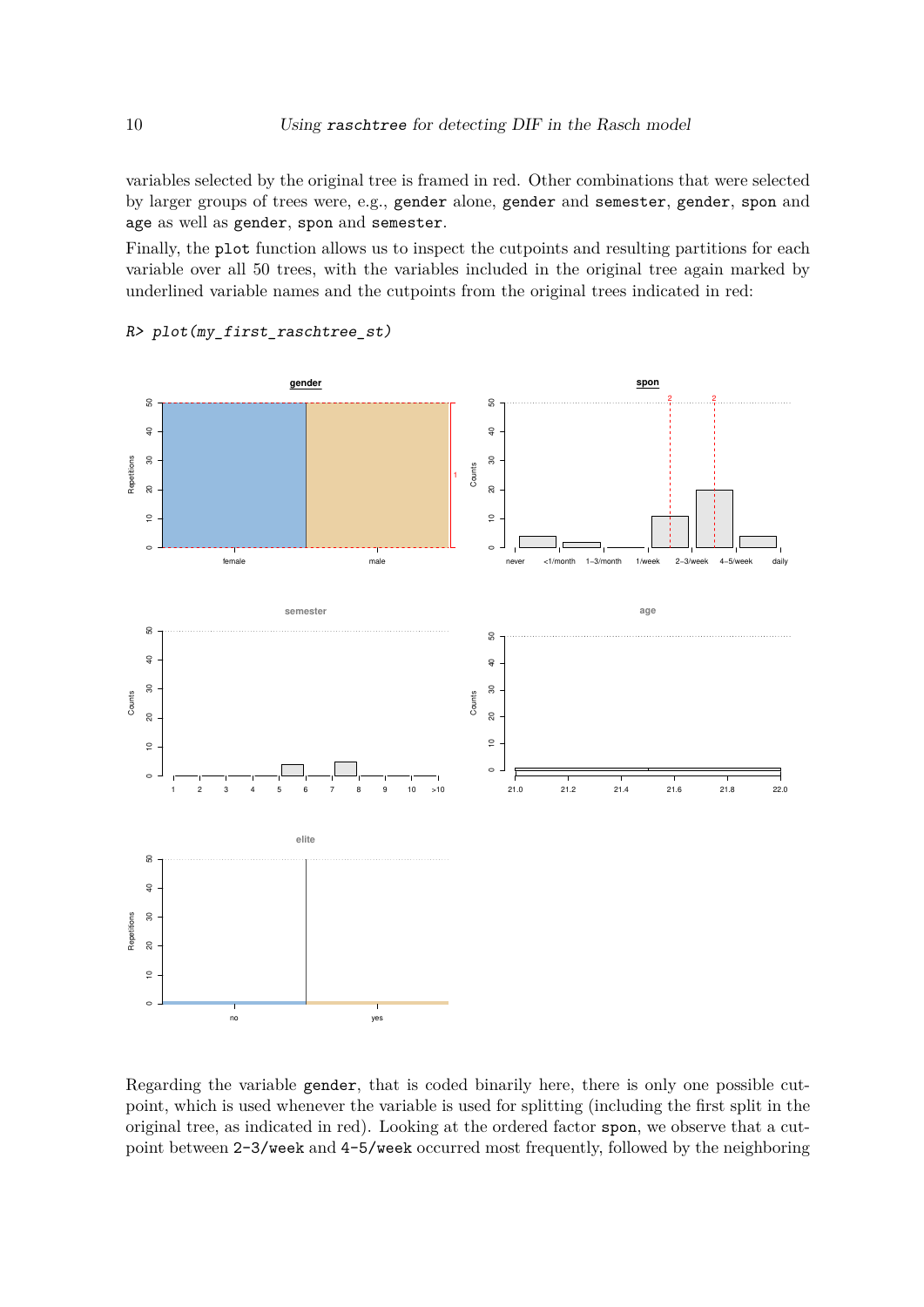variables selected by the original tree is framed in red. Other combinations that were selected by larger groups of trees were, e.g., gender alone, gender and semester, gender, spon and age as well as gender, spon and semester.

Finally, the plot function allows us to inspect the cutpoints and resulting partitions for each variable over all 50 trees, with the variables included in the original tree again marked by underlined variable names and the cutpoints from the original trees indicated in red:

```
R> plot(my_first_raschtree_st)
```

Regarding the variable gender, that is coded binarily here, there is only one possible cutpoint, which is used whenever the variable is used for splitting (including the first split in the original tree, as indicated in red). Looking at the ordered factor spon, we observe that a cutpoint between 2-3/week and 4-5/week occurred most frequently, followed by the neighboring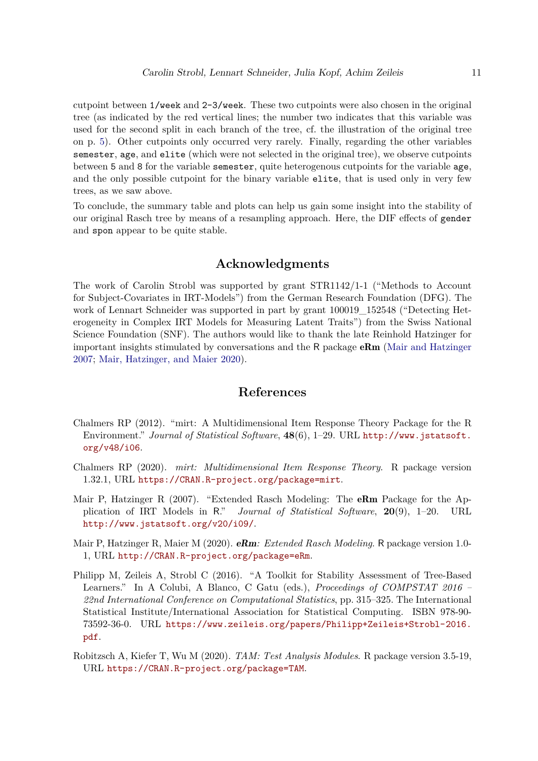cutpoint between `1/week` and `2-3/week`. These two cutpoints were also chosen in the original tree (as indicated by the red vertical lines; the number two indicates that this variable was used for the second split in each branch of the tree, cf. the illustration of the original tree on p. 5). Other cutpoints only occurred very rarely. Finally, regarding the other variables `semester`, `age`, and `elite` (which were not selected in the original tree), we observe cutpoints between `5` and `8` for the variable `semester`, quite heterogenous cutpoints for the variable `age`, and the only possible cutpoint for the binary variable `elite`, that is used only in very few trees, as we saw above.

To conclude, the summary table and plots can help us gain some insight into the stability of our original Rasch tree by means of a resampling approach. Here, the DIF effects of `gender` and `spon` appear to be quite stable.

## Acknowledgments

The work of Carolin Strobl was supported by grant STR1142/1-1 ("Methods to Account for Subject-Covariates in IRT-Models") from the German Research Foundation (DFG). The work of Lennart Schneider was supported in part by grant 100019_152548 ("Detecting Heterogeneity in Complex IRT Models for Measuring Latent Traits") from the Swiss National Science Foundation (SNF). The authors would like to thank the late Reinhold Hatzinger for important insights stimulated by conversations and the R package **eRm** (Mair and Hatzinger 2007; Mair, Hatzinger, and Maier 2020).

## References

Chalmers RP (2012). "mirt: A Multidimensional Item Response Theory Package for the R Environment." *Journal of Statistical Software*, **48**(6), 1–29. URL http://www.jstatsoft.org/v48/i06.

Chalmers RP (2020). *mirt: Multidimensional Item Response Theory*. R package version 1.32.1, URL https://CRAN.R-project.org/package=mirt.

Mair P, Hatzinger R (2007). "Extended Rasch Modeling: The **eRm** Package for the Application of IRT Models in R." *Journal of Statistical Software*, **20**(9), 1–20. URL http://www.jstatsoft.org/v20/i09/.

Mair P, Hatzinger R, Maier M (2020). ***eRm**: Extended Rasch Modeling*. R package version 1.0-1, URL http://CRAN.R-project.org/package=eRm.

Philipp M, Zeileis A, Strobl C (2016). "A Toolkit for Stability Assessment of Tree-Based Learners." In A Colubi, A Blanco, C Gatu (eds.), *Proceedings of COMPSTAT 2016 – 22nd International Conference on Computational Statistics*, pp. 315–325. The International Statistical Institute/International Association for Statistical Computing. ISBN 978-90-73592-36-0. URL https://www.zeileis.org/papers/Philipp+Zeileis+Strobl-2016.pdf.

Robitzsch A, Kiefer T, Wu M (2020). *TAM: Test Analysis Modules*. R package version 3.5-19, URL https://CRAN.R-project.org/package=TAM.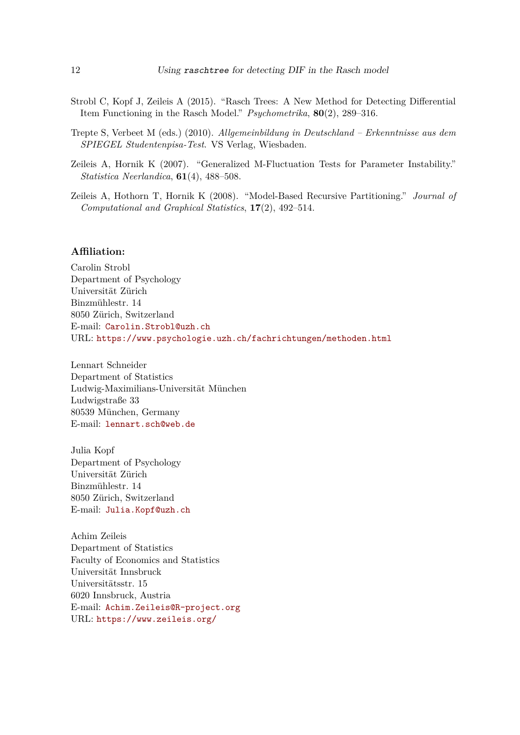Strobl C, Kopf J, Zeileis A (2015). "Rasch Trees: A New Method for Detecting Differential Item Functioning in the Rasch Model." *Psychometrika*, **80**(2), 289–316.

Trepte S, Verbeet M (eds.) (2010). *Allgemeinbildung in Deutschland – Erkenntnisse aus dem SPIEGEL Studentenpisa-Test*. VS Verlag, Wiesbaden.

Zeileis A, Hornik K (2007). "Generalized M-Fluctuation Tests for Parameter Instability." *Statistica Neerlandica*, **61**(4), 488–508.

Zeileis A, Hothorn T, Hornik K (2008). "Model-Based Recursive Partitioning." *Journal of Computational and Graphical Statistics*, **17**(2), 492–514.

**Affiliation:**

Carolin Strobl
Department of Psychology
Universität Zürich
Binzmühlestr. 14
8050 Zürich, Switzerland
E-mail: Carolin.Strobl@uzh.ch
URL: https://www.psychologie.uzh.ch/fachrichtungen/methoden.html

Lennart Schneider
Department of Statistics
Ludwig-Maximilians-Universität München
Ludwigstraße 33
80539 München, Germany
E-mail: lennart.sch@web.de

Julia Kopf
Department of Psychology
Universität Zürich
Binzmühlestr. 14
8050 Zürich, Switzerland
E-mail: Julia.Kopf@uzh.ch

Achim Zeileis
Department of Statistics
Faculty of Economics and Statistics
Universität Innsbruck
Universitätsstr. 15
6020 Innsbruck, Austria
E-mail: Achim.Zeileis@R-project.org
URL: https://www.zeileis.org/